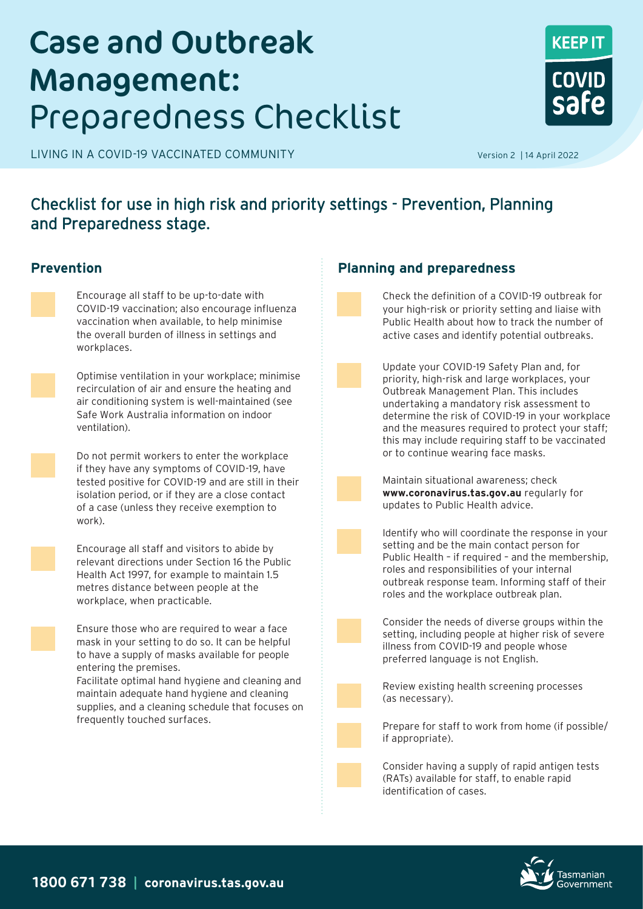# Case and Outbreak Management: Preparedness Checklist

LIVING IN A COVID-19 VACCINATED COMMUNITY

KEEP IT COVID safe

Version 2 | 14 April 2022

## Checklist for use in high risk and priority settings - Prevention, Planning and Preparedness stage.

### Prevention

- [ ] Encourage all staff to be up-to-date with COVID-19 vaccination; also encourage influenza vaccination when available, to help minimise the overall burden of illness in settings and workplaces.
- [ ] Optimise ventilation in your workplace; minimise recirculation of air and ensure the heating and air conditioning system is well-maintained (see Safe Work Australia information on indoor ventilation).
- [ ] Do not permit workers to enter the workplace if they have any symptoms of COVID-19, have tested positive for COVID-19 and are still in their isolation period, or if they are a close contact of a case (unless they receive exemption to work).
- [ ] Encourage all staff and visitors to abide by relevant directions under Section 16 the Public Health Act 1997, for example to maintain 1.5 metres distance between people at the workplace, when practicable.
- [ ] Ensure those who are required to wear a face mask in your setting to do so. It can be helpful to have a supply of masks available for people entering the premises.
  Facilitate optimal hand hygiene and cleaning and maintain adequate hand hygiene and cleaning supplies, and a cleaning schedule that focuses on frequently touched surfaces.

### Planning and preparedness

- [ ] Check the definition of a COVID-19 outbreak for your high-risk or priority setting and liaise with Public Health about how to track the number of active cases and identify potential outbreaks.
- [ ] Update your COVID-19 Safety Plan and, for priority, high-risk and large workplaces, your Outbreak Management Plan. This includes undertaking a mandatory risk assessment to determine the risk of COVID-19 in your workplace and the measures required to protect your staff; this may include requiring staff to be vaccinated or to continue wearing face masks.
- [ ] Maintain situational awareness; check **www.coronavirus.tas.gov.au** regularly for updates to Public Health advice.
- [ ] Identify who will coordinate the response in your setting and be the main contact person for Public Health – if required – and the membership, roles and responsibilities of your internal outbreak response team. Informing staff of their roles and the workplace outbreak plan.
- [ ] Consider the needs of diverse groups within the setting, including people at higher risk of severe illness from COVID-19 and people whose preferred language is not English.
- [ ] Review existing health screening processes (as necessary).
- [ ] Prepare for staff to work from home (if possible/ if appropriate).
- [ ] Consider having a supply of rapid antigen tests (RATs) available for staff, to enable rapid identification of cases.

**1800 671 738 | coronavirus.tas.gov.au**

Tasmanian Government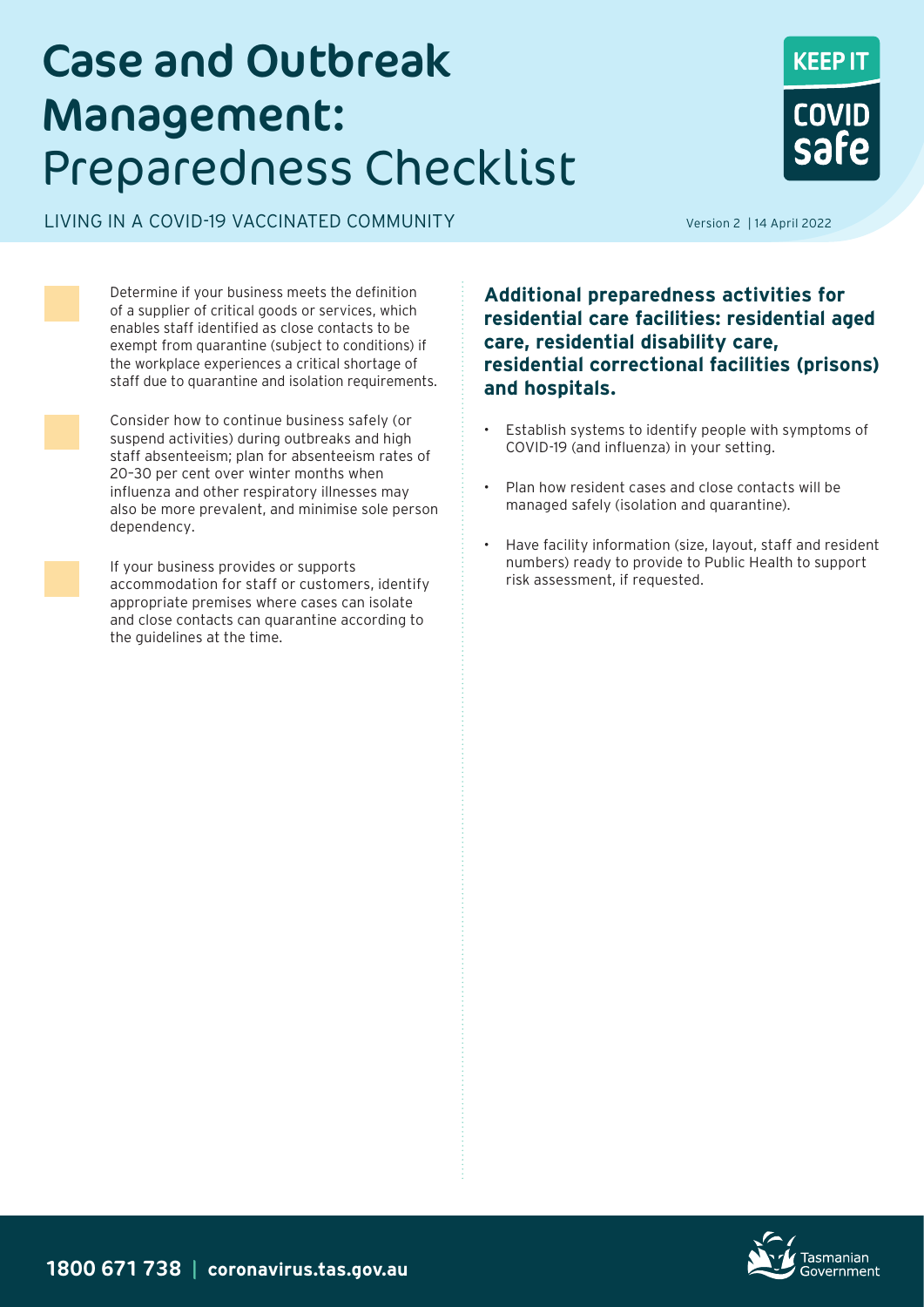# Case and Outbreak Management: Preparedness Checklist

LIVING IN A COVID-19 VACCINATED COMMUNITY

Version 2 | 14 April 2022

- [ ] Determine if your business meets the definition of a supplier of critical goods or services, which enables staff identified as close contacts to be exempt from quarantine (subject to conditions) if the workplace experiences a critical shortage of staff due to quarantine and isolation requirements.
- [ ] Consider how to continue business safely (or suspend activities) during outbreaks and high staff absenteeism; plan for absenteeism rates of 20–30 per cent over winter months when influenza and other respiratory illnesses may also be more prevalent, and minimise sole person dependency.
- [ ] If your business provides or supports accommodation for staff or customers, identify appropriate premises where cases can isolate and close contacts can quarantine according to the guidelines at the time.

## Additional preparedness activities for residential care facilities: residential aged care, residential disability care, residential correctional facilities (prisons) and hospitals.

- Establish systems to identify people with symptoms of COVID-19 (and influenza) in your setting.
- Plan how resident cases and close contacts will be managed safely (isolation and quarantine).
- Have facility information (size, layout, staff and resident numbers) ready to provide to Public Health to support risk assessment, if requested.

**1800 671 738 | coronavirus.tas.gov.au**